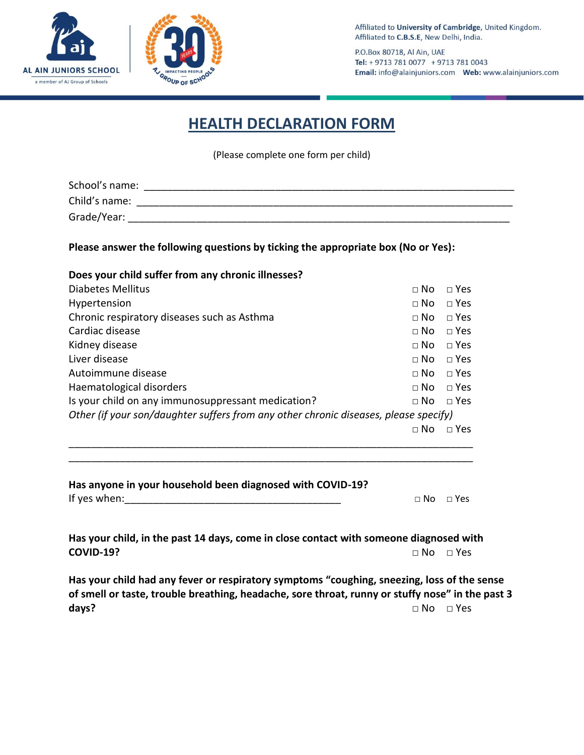Affiliated to **University of Cambridge**, United Kingdom.
Affiliated to **C.B.S.E**, New Delhi, India.

P.O.Box 80718, Al Ain, UAE
**Tel:** + 9713 781 0077 + 9713 781 0043
**Email:** info@alainjuniors.com **Web:** www.alainjuniors.com

# HEALTH DECLARATION FORM

(Please complete one form per child)

School's name: ______________________________________________________________

Child's name: _______________________________________________________________

Grade/Year: _________________________________________________________________

**Please answer the following questions by ticking the appropriate box (No or Yes):**

**Does your child suffer from any chronic illnesses?**

| | | |
|---|---|---|
| Diabetes Mellitus | □ No | □ Yes |
| Hypertension | □ No | □ Yes |
| Chronic respiratory diseases such as Asthma | □ No | □ Yes |
| Cardiac disease | □ No | □ Yes |
| Kidney disease | □ No | □ Yes |
| Liver disease | □ No | □ Yes |
| Autoimmune disease | □ No | □ Yes |
| Haematological disorders | □ No | □ Yes |
| Is your child on any immunosuppressant medication? | □ No | □ Yes |

*Other (if your son/daughter suffers from any other chronic diseases, please specify)*

□ No □ Yes

_________________________________________________________________________

_________________________________________________________________________

**Has anyone in your household been diagnosed with COVID-19?**

If yes when:________________________________________ □ No □ Yes

**Has your child, in the past 14 days, come in close contact with someone diagnosed with COVID-19?** □ No □ Yes

**Has your child had any fever or respiratory symptoms "coughing, sneezing, loss of the sense of smell or taste, trouble breathing, headache, sore throat, runny or stuffy nose" in the past 3 days?** □ No □ Yes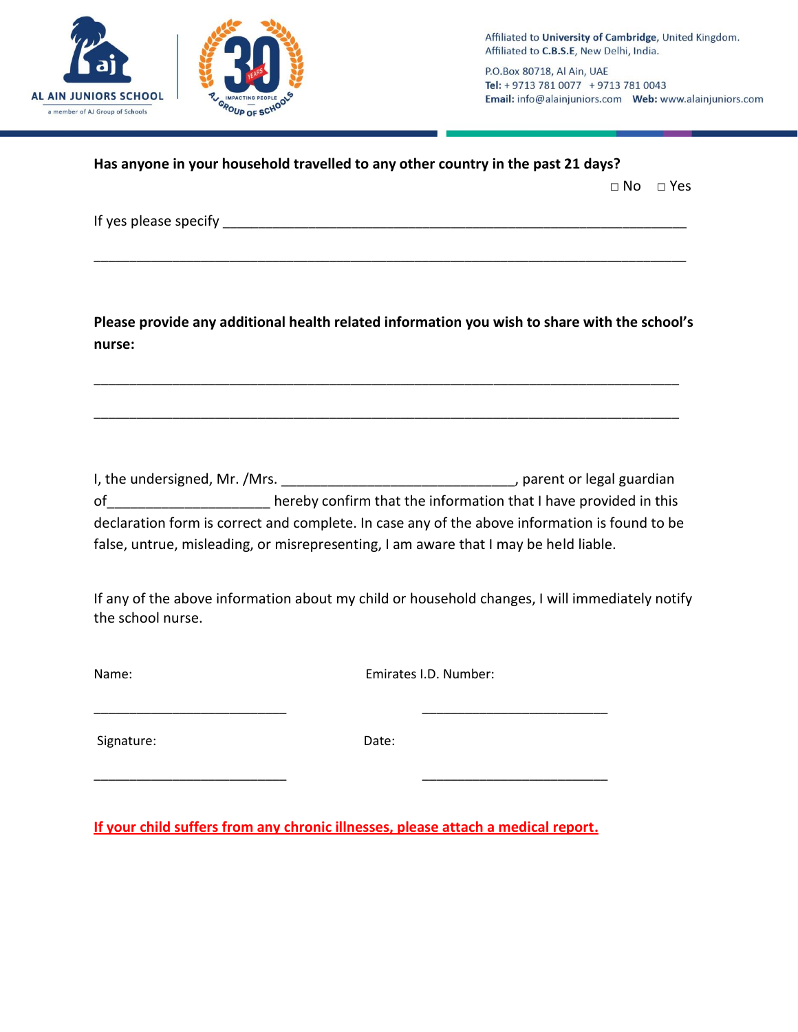**Has anyone in your household travelled to any other country in the past 21 days?**

□ No □ Yes

If yes please specify ______________________________________________________________

_________________________________________________________________________________

**Please provide any additional health related information you wish to share with the school's nurse:**

_________________________________________________________________________________

_________________________________________________________________________________

I, the undersigned, Mr. /Mrs. ______________________________, parent or legal guardian of____________________ hereby confirm that the information that I have provided in this declaration form is correct and complete. In case any of the above information is found to be false, untrue, misleading, or misrepresenting, I am aware that I may be held liable.

If any of the above information about my child or household changes, I will immediately notify the school nurse.

Name: ___________________________

Emirates I.D. Number: _________________________

Signature: ___________________________

Date: _________________________

**If your child suffers from any chronic illnesses, please attach a medical report.**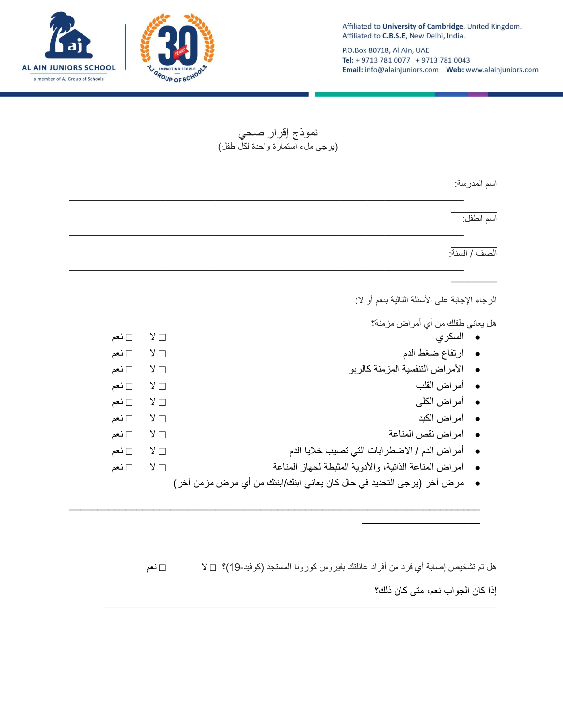Affiliated to **University of Cambridge**, United Kingdom.
Affiliated to **C.B.S.E**, New Delhi, India.

P.O.Box 80718, Al Ain, UAE
**Tel:** + 9713 781 0077 + 9713 781 0043
**Email:** info@alainjuniors.com **Web:** www.alainjuniors.com

# نموذج إقرار صحي

(يرجى ملء استمارة واحدة لكل طفل)

اسم المدرسة: ____________________________________________

اسم الطفل: ____________________________________________

الصف / السنة: ____________________________________________

الرجاء الإجابة على الأسئلة التالية بنعم أو لا:

هل يعاني طفلك من أي أمراض مزمنة؟

- السكري ☐ لا ☐ نعم
- ارتفاع ضغط الدم ☐ لا ☐ نعم
- الأمراض التنفسية المزمنة كالربو ☐ لا ☐ نعم
- أمراض القلب ☐ لا ☐ نعم
- أمراض الكلى ☐ لا ☐ نعم
- أمراض الكبد ☐ لا ☐ نعم
- أمراض نقص المناعة ☐ لا ☐ نعم
- أمراض الدم / الاضطرابات التي تصيب خلايا الدم ☐ لا ☐ نعم
- أمراض المناعة الذاتية، والأدوية المثبطة لجهاز المناعة ☐ لا ☐ نعم
- مرض آخر (يرجى التحديد في حال كان يعاني ابنك/ابنتك من أي مرض مزمن آخر)

____________________________________________

هل تم تشخيص إصابة أي فرد من أفراد عائلتك بفيروس كورونا المستجد (كوفيد-19)؟ ☐ لا ☐ نعم

إذا كان الجواب نعم، متى كان ذلك؟

____________________________________________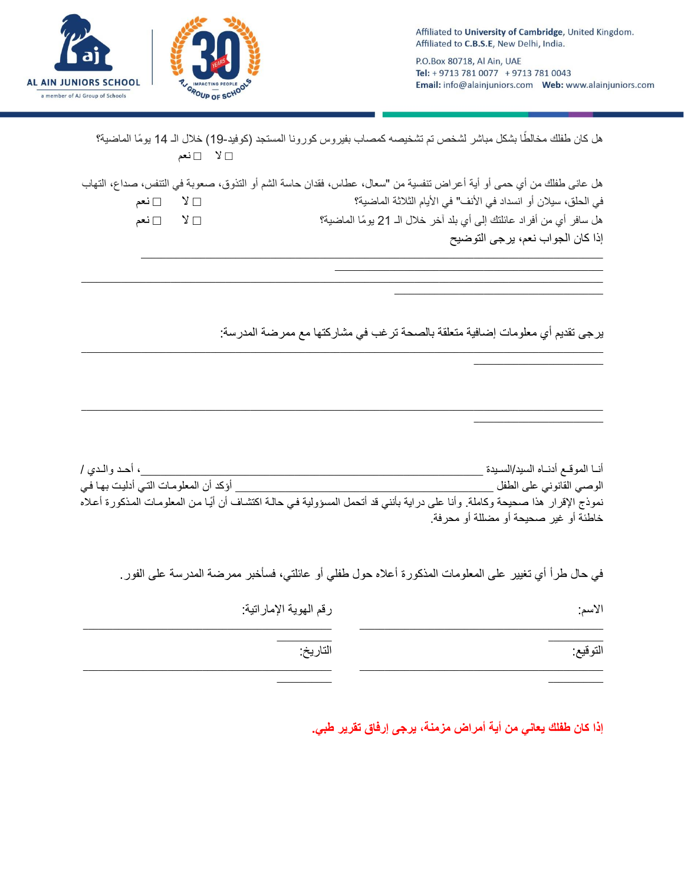هل كان طفلك مخالطًا بشكل مباشر لشخص تم تشخيصه كمصاب بفيروس كورونا المستجد (كوفيد-19) خلال الـ 14 يومًا الماضية؟

□ لا  □ نعم

هل عانى طفلك من أي حمى أو أية أعراض تنفسية من "سعال، عطاس، فقدان حاسة الشم أو التذوق، صعوبة في التنفس، صداع، التهاب في الحلق، سيلان أو انسداد في الأنف" في الأيام الثلاثة الماضية؟

□ لا  □ نعم

هل سافر أي من أفراد عائلتك إلى أي بلد آخر خلال الـ 21 يومًا الماضية؟

□ لا  □ نعم

إذا كان الجواب نعم، يرجى التوضيح

_______________________________________________

_______________________________________________

يرجى تقديم أي معلومات إضافية متعلقة بالصحة ترغب في مشاركتها مع ممرضة المدرسة:

_______________________________________________

_______________________________________________

أنـا الموقـع أدنـاه السيد/السـيدة ____________________، أحـد والـدي / الوصـي القانوني على الطفل ____________________ أؤكد أن المعلومـات التـي أدليت بهـا فـي نموذج الإقرار هذا صحيحة وكاملة. وأنا على دراية بأنني قد أتحمل المسؤولية في حالـة اكتشـاف أن أيًا من المعلومـات المذكـورة أعلاه خاطئة أو غير صحيحة أو مضللة أو محرفة.

في حال طرأ أي تغيير على المعلومات المذكورة أعلاه حول طفلي أو عائلتي، فسأخبر ممرضة المدرسة على الفور.

الاسم: ____________________  رقم الهوية الإماراتية: ____________________

التوقيع: ____________________  التاريخ: ____________________

**إذا كان طفلك يعاني من أية أمراض مزمنة، يرجى إرفاق تقرير طبي.**